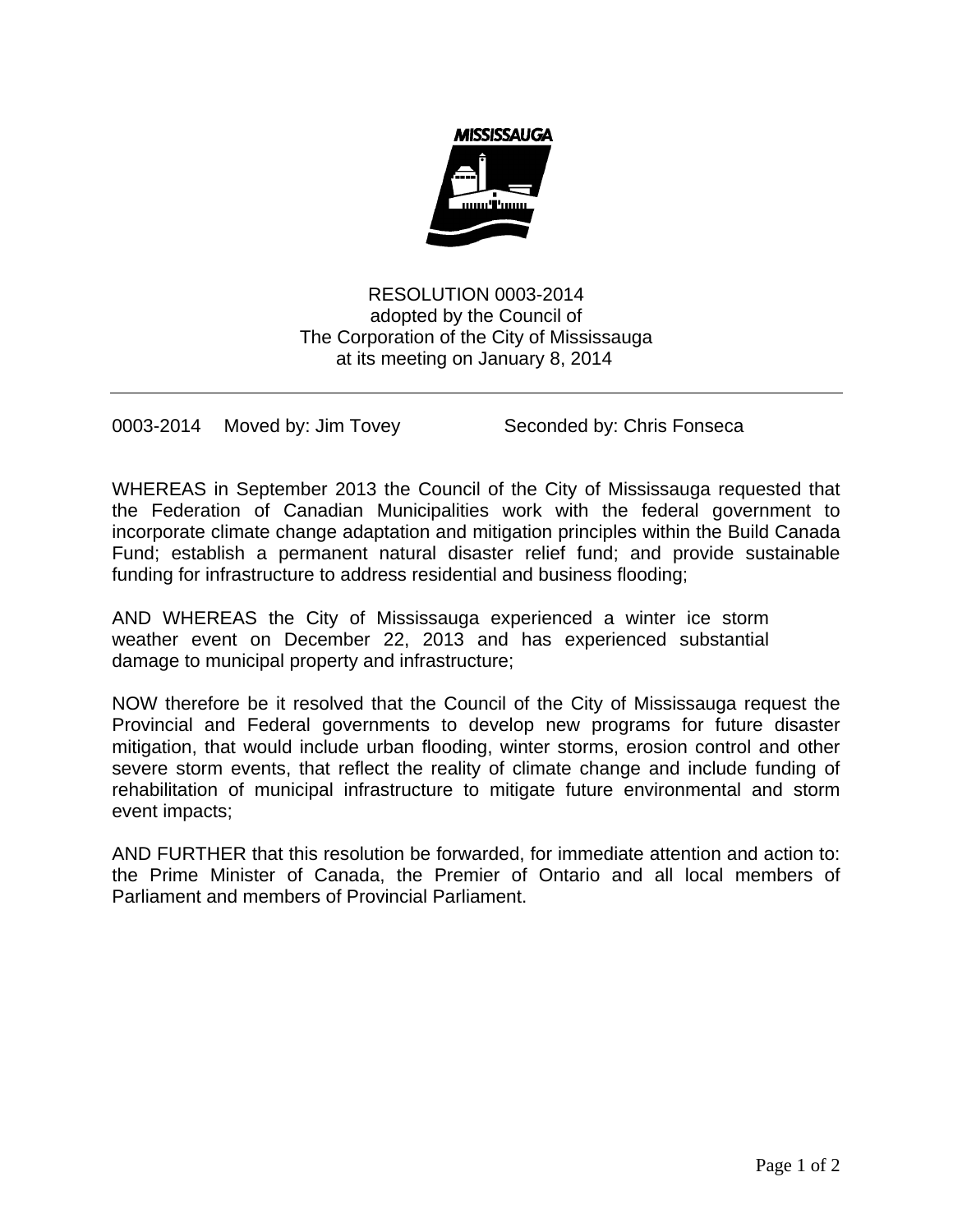RESOLUTION 0003-2014
adopted by the Council of
The Corporation of the City of Mississauga
at its meeting on January 8, 2014

---

0003-2014 Moved by: Jim Tovey Seconded by: Chris Fonseca

WHEREAS in September 2013 the Council of the City of Mississauga requested that the Federation of Canadian Municipalities work with the federal government to incorporate climate change adaptation and mitigation principles within the Build Canada Fund; establish a permanent natural disaster relief fund; and provide sustainable funding for infrastructure to address residential and business flooding;

AND WHEREAS the City of Mississauga experienced a winter ice storm weather event on December 22, 2013 and has experienced substantial damage to municipal property and infrastructure;

NOW therefore be it resolved that the Council of the City of Mississauga request the Provincial and Federal governments to develop new programs for future disaster mitigation, that would include urban flooding, winter storms, erosion control and other severe storm events, that reflect the reality of climate change and include funding of rehabilitation of municipal infrastructure to mitigate future environmental and storm event impacts;

AND FURTHER that this resolution be forwarded, for immediate attention and action to: the Prime Minister of Canada, the Premier of Ontario and all local members of Parliament and members of Provincial Parliament.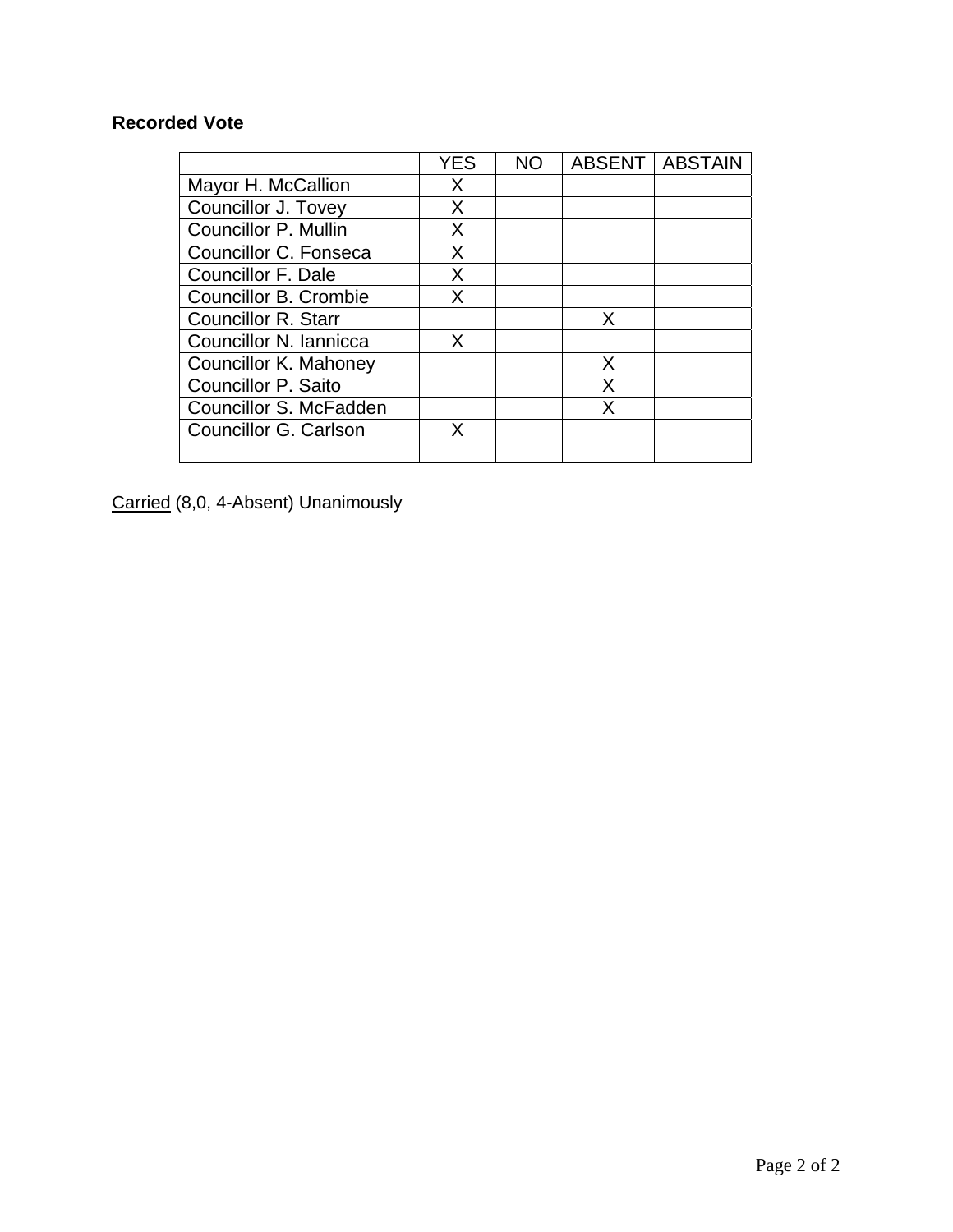**Recorded Vote**

| | YES | NO | ABSENT | ABSTAIN |
|---|---|---|---|---|
| Mayor H. McCallion | X | | | |
| Councillor J. Tovey | X | | | |
| Councillor P. Mullin | X | | | |
| Councillor C. Fonseca | X | | | |
| Councillor F. Dale | X | | | |
| Councillor B. Crombie | X | | | |
| Councillor R. Starr | | | X | |
| Councillor N. Iannicca | X | | | |
| Councillor K. Mahoney | | | X | |
| Councillor P. Saito | | | X | |
| Councillor S. McFadden | | | X | |
| Councillor G. Carlson | X | | | |

<u>Carried</u> (8,0, 4-Absent) Unanimously